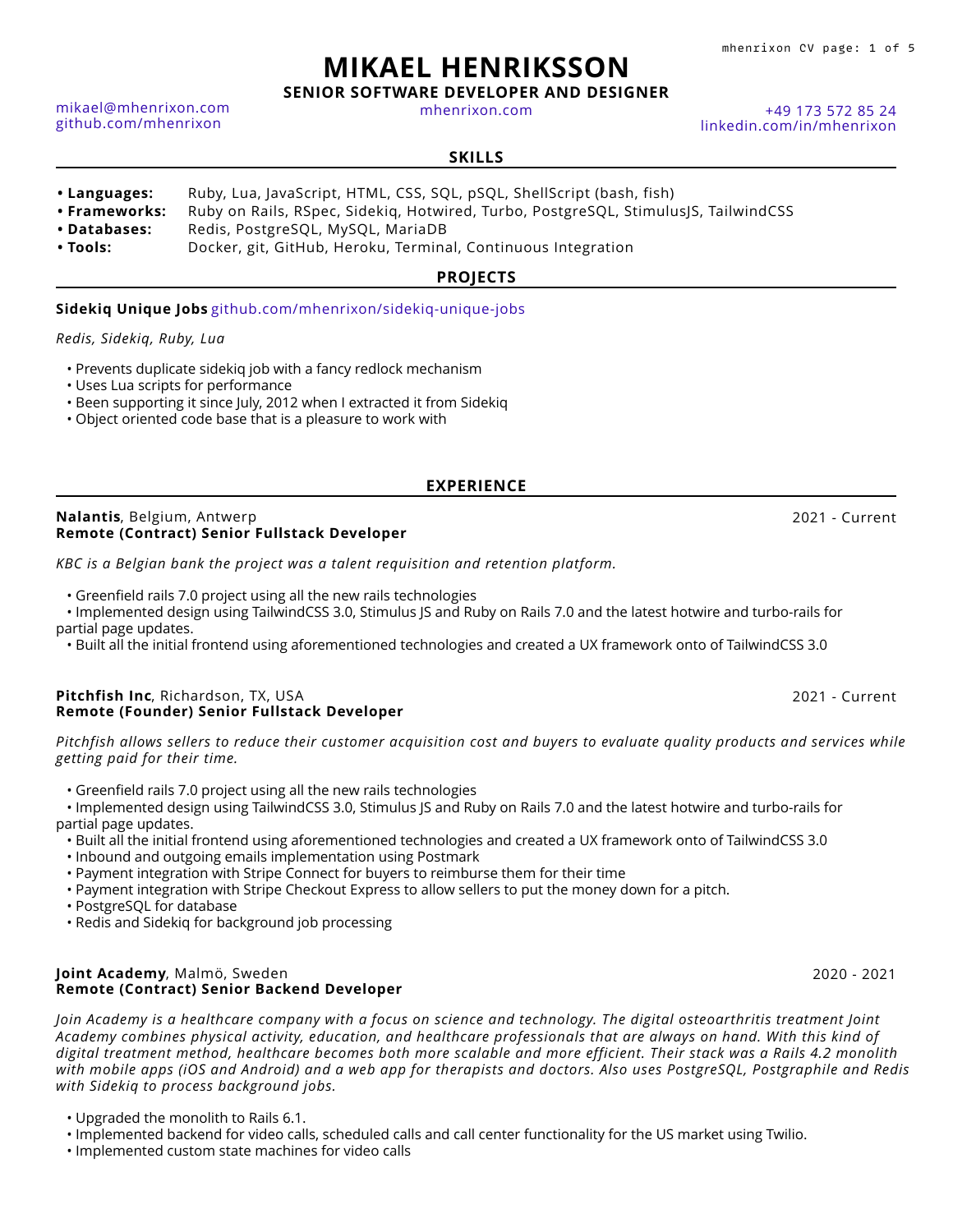# MIKAEL HENRIKSSON

**SENIOR SOFTWARE DEVELOPER AND DESIGNER**

mikael@mhenrixon.com
github.com/mhenrixon

mhenrixon.com

+49 173 572 85 24
linkedin.com/in/mhenrixon

## SKILLS

- **Languages:** Ruby, Lua, JavaScript, HTML, CSS, SQL, pSQL, ShellScript (bash, fish)
- **Frameworks:** Ruby on Rails, RSpec, Sidekiq, Hotwired, Turbo, PostgreSQL, StimulusJS, TailwindCSS
- **Databases:** Redis, PostgreSQL, MySQL, MariaDB
- **Tools:** Docker, git, GitHub, Heroku, Terminal, Continuous Integration

## PROJECTS

**Sidekiq Unique Jobs** github.com/mhenrixon/sidekiq-unique-jobs

*Redis, Sidekiq, Ruby, Lua*

- Prevents duplicate sidekiq job with a fancy redlock mechanism
- Uses Lua scripts for performance
- Been supporting it since July, 2012 when I extracted it from Sidekiq
- Object oriented code base that is a pleasure to work with

## EXPERIENCE

**Nalantis**, Belgium, Antwerp — 2021 - Current
**Remote (Contract) Senior Fullstack Developer**

*KBC is a Belgian bank the project was a talent requisition and retention platform.*

- Greenfield rails 7.0 project using all the new rails technologies
- Implemented design using TailwindCSS 3.0, Stimulus JS and Ruby on Rails 7.0 and the latest hotwire and turbo-rails for partial page updates.
- Built all the initial frontend using aforementioned technologies and created a UX framework onto of TailwindCSS 3.0

**Pitchfish Inc**, Richardson, TX, USA — 2021 - Current
**Remote (Founder) Senior Fullstack Developer**

*Pitchfish allows sellers to reduce their customer acquisition cost and buyers to evaluate quality products and services while getting paid for their time.*

- Greenfield rails 7.0 project using all the new rails technologies
- Implemented design using TailwindCSS 3.0, Stimulus JS and Ruby on Rails 7.0 and the latest hotwire and turbo-rails for partial page updates.
- Built all the initial frontend using aforementioned technologies and created a UX framework onto of TailwindCSS 3.0
- Inbound and outgoing emails implementation using Postmark
- Payment integration with Stripe Connect for buyers to reimburse them for their time
- Payment integration with Stripe Checkout Express to allow sellers to put the money down for a pitch.
- PostgreSQL for database
- Redis and Sidekiq for background job processing

**Joint Academy**, Malmö, Sweden — 2020 - 2021
**Remote (Contract) Senior Backend Developer**

*Join Academy is a healthcare company with a focus on science and technology. The digital osteoarthritis treatment Joint Academy combines physical activity, education, and healthcare professionals that are always on hand. With this kind of digital treatment method, healthcare becomes both more scalable and more efficient. Their stack was a Rails 4.2 monolith with mobile apps (iOS and Android) and a web app for therapists and doctors. Also uses PostgreSQL, Postgraphile and Redis with Sidekiq to process background jobs.*

- Upgraded the monolith to Rails 6.1.
- Implemented backend for video calls, scheduled calls and call center functionality for the US market using Twilio.
- Implemented custom state machines for video calls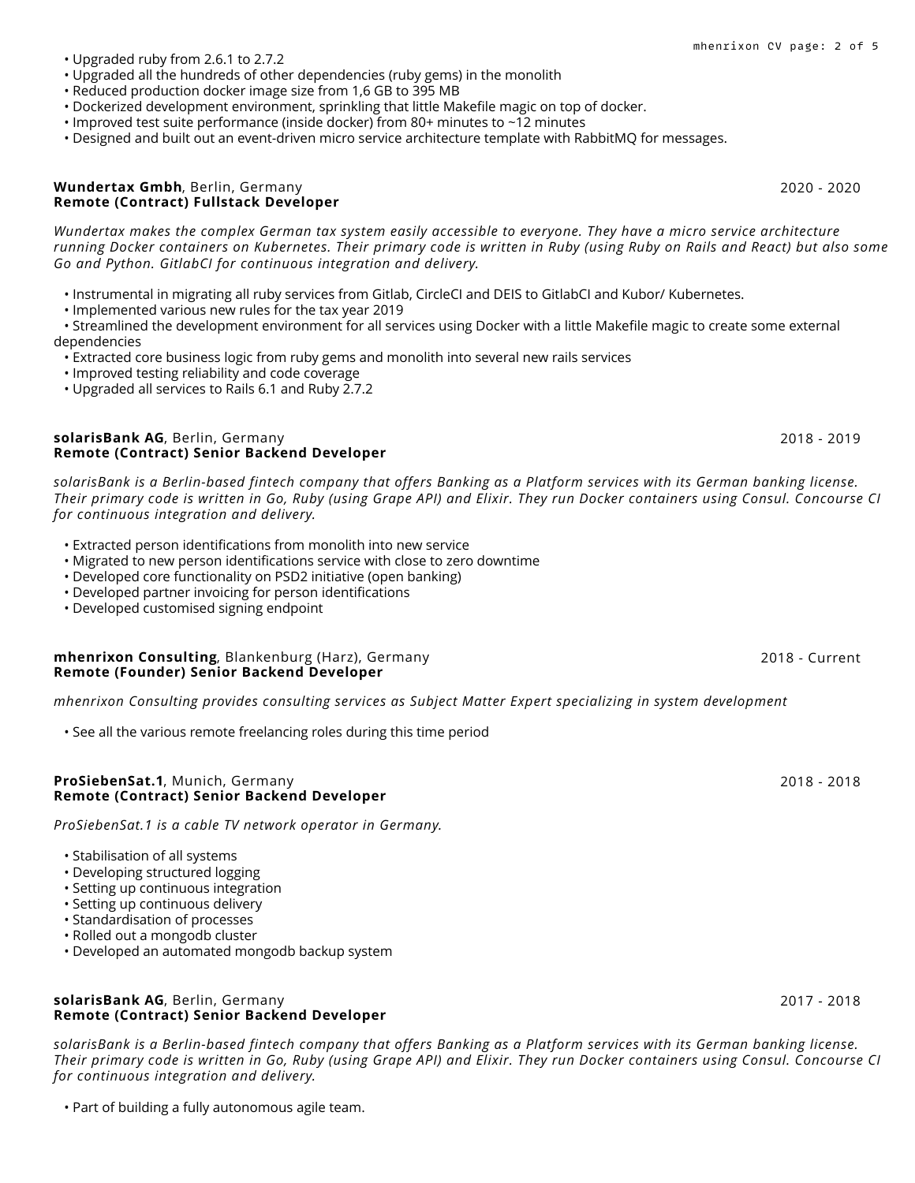- Upgraded ruby from 2.6.1 to 2.7.2
- Upgraded all the hundreds of other dependencies (ruby gems) in the monolith
- Reduced production docker image size from 1,6 GB to 395 MB
- Dockerized development environment, sprinkling that little Makefile magic on top of docker.
- Improved test suite performance (inside docker) from 80+ minutes to ~12 minutes
- Designed and built out an event-driven micro service architecture template with RabbitMQ for messages.

**Wundertax Gmbh**, Berlin, Germany — 2020 - 2020
**Remote (Contract) Fullstack Developer**

*Wundertax makes the complex German tax system easily accessible to everyone. They have a micro service architecture running Docker containers on Kubernetes. Their primary code is written in Ruby (using Ruby on Rails and React) but also some Go and Python. GitlabCI for continuous integration and delivery.*

- Instrumental in migrating all ruby services from Gitlab, CircleCI and DEIS to GitlabCI and Kubor/ Kubernetes.
- Implemented various new rules for the tax year 2019
- Streamlined the development environment for all services using Docker with a little Makefile magic to create some external dependencies
- Extracted core business logic from ruby gems and monolith into several new rails services
- Improved testing reliability and code coverage
- Upgraded all services to Rails 6.1 and Ruby 2.7.2

**solarisBank AG**, Berlin, Germany — 2018 - 2019
**Remote (Contract) Senior Backend Developer**

*solarisBank is a Berlin-based fintech company that offers Banking as a Platform services with its German banking license. Their primary code is written in Go, Ruby (using Grape API) and Elixir. They run Docker containers using Consul. Concourse CI for continuous integration and delivery.*

- Extracted person identifications from monolith into new service
- Migrated to new person identifications service with close to zero downtime
- Developed core functionality on PSD2 initiative (open banking)
- Developed partner invoicing for person identifications
- Developed customised signing endpoint

**mhenrixon Consulting**, Blankenburg (Harz), Germany — 2018 - Current
**Remote (Founder) Senior Backend Developer**

*mhenrixon Consulting provides consulting services as Subject Matter Expert specializing in system development*

- See all the various remote freelancing roles during this time period

**ProSiebenSat.1**, Munich, Germany — 2018 - 2018
**Remote (Contract) Senior Backend Developer**

*ProSiebenSat.1 is a cable TV network operator in Germany.*

- Stabilisation of all systems
- Developing structured logging
- Setting up continuous integration
- Setting up continuous delivery
- Standardisation of processes
- Rolled out a mongodb cluster
- Developed an automated mongodb backup system

**solarisBank AG**, Berlin, Germany — 2017 - 2018
**Remote (Contract) Senior Backend Developer**

*solarisBank is a Berlin-based fintech company that offers Banking as a Platform services with its German banking license. Their primary code is written in Go, Ruby (using Grape API) and Elixir. They run Docker containers using Consul. Concourse CI for continuous integration and delivery.*

- Part of building a fully autonomous agile team.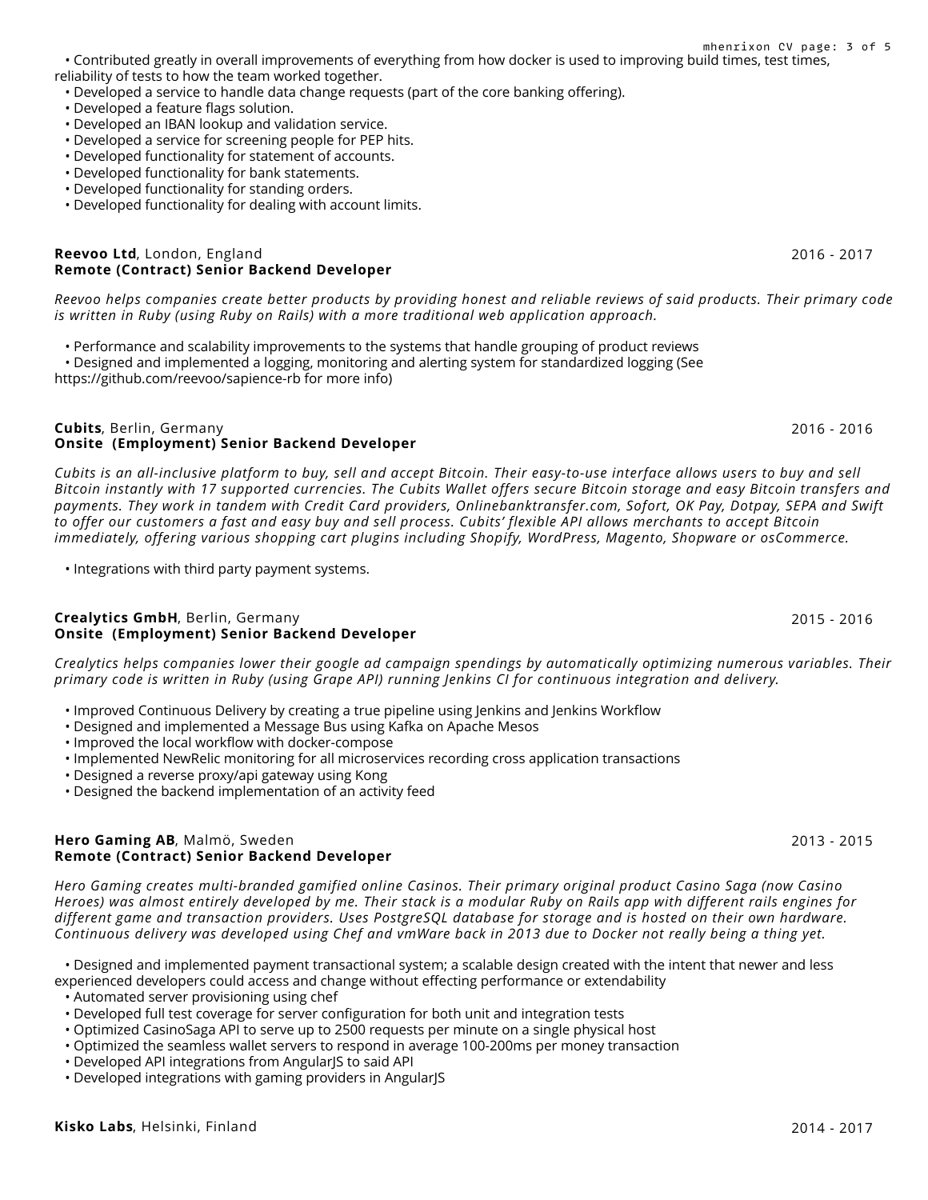- Contributed greatly in overall improvements of everything from how docker is used to improving build times, test times, reliability of tests to how the team worked together.
- Developed a service to handle data change requests (part of the core banking offering).
- Developed a feature flags solution.
- Developed an IBAN lookup and validation service.
- Developed a service for screening people for PEP hits.
- Developed functionality for statement of accounts.
- Developed functionality for bank statements.
- Developed functionality for standing orders.
- Developed functionality for dealing with account limits.

**Reevoo Ltd**, London, England — 2016 - 2017
**Remote (Contract) Senior Backend Developer**

*Reevoo helps companies create better products by providing honest and reliable reviews of said products. Their primary code is written in Ruby (using Ruby on Rails) with a more traditional web application approach.*

- Performance and scalability improvements to the systems that handle grouping of product reviews
- Designed and implemented a logging, monitoring and alerting system for standardized logging (See https://github.com/reevoo/sapience-rb for more info)

**Cubits**, Berlin, Germany — 2016 - 2016
**Onsite (Employment) Senior Backend Developer**

*Cubits is an all-inclusive platform to buy, sell and accept Bitcoin. Their easy-to-use interface allows users to buy and sell Bitcoin instantly with 17 supported currencies. The Cubits Wallet offers secure Bitcoin storage and easy Bitcoin transfers and payments. They work in tandem with Credit Card providers, Onlinebanktransfer.com, Sofort, OK Pay, Dotpay, SEPA and Swift to offer our customers a fast and easy buy and sell process. Cubits' flexible API allows merchants to accept Bitcoin immediately, offering various shopping cart plugins including Shopify, WordPress, Magento, Shopware or osCommerce.*

- Integrations with third party payment systems.

**Crealytics GmbH**, Berlin, Germany — 2015 - 2016
**Onsite (Employment) Senior Backend Developer**

*Crealytics helps companies lower their google ad campaign spendings by automatically optimizing numerous variables. Their primary code is written in Ruby (using Grape API) running Jenkins CI for continuous integration and delivery.*

- Improved Continuous Delivery by creating a true pipeline using Jenkins and Jenkins Workflow
- Designed and implemented a Message Bus using Kafka on Apache Mesos
- Improved the local workflow with docker-compose
- Implemented NewRelic monitoring for all microservices recording cross application transactions
- Designed a reverse proxy/api gateway using Kong
- Designed the backend implementation of an activity feed

**Hero Gaming AB**, Malmö, Sweden — 2013 - 2015
**Remote (Contract) Senior Backend Developer**

*Hero Gaming creates multi-branded gamified online Casinos. Their primary original product Casino Saga (now Casino Heroes) was almost entirely developed by me. Their stack is a modular Ruby on Rails app with different rails engines for different game and transaction providers. Uses PostgreSQL database for storage and is hosted on their own hardware. Continuous delivery was developed using Chef and vmWare back in 2013 due to Docker not really being a thing yet.*

- Designed and implemented payment transactional system; a scalable design created with the intent that newer and less experienced developers could access and change without effecting performance or extendability
- Automated server provisioning using chef
- Developed full test coverage for server configuration for both unit and integration tests
- Optimized CasinoSaga API to serve up to 2500 requests per minute on a single physical host
- Optimized the seamless wallet servers to respond in average 100-200ms per money transaction
- Developed API integrations from AngularJS to said API
- Developed integrations with gaming providers in AngularJS

**Kisko Labs**, Helsinki, Finland — 2014 - 2017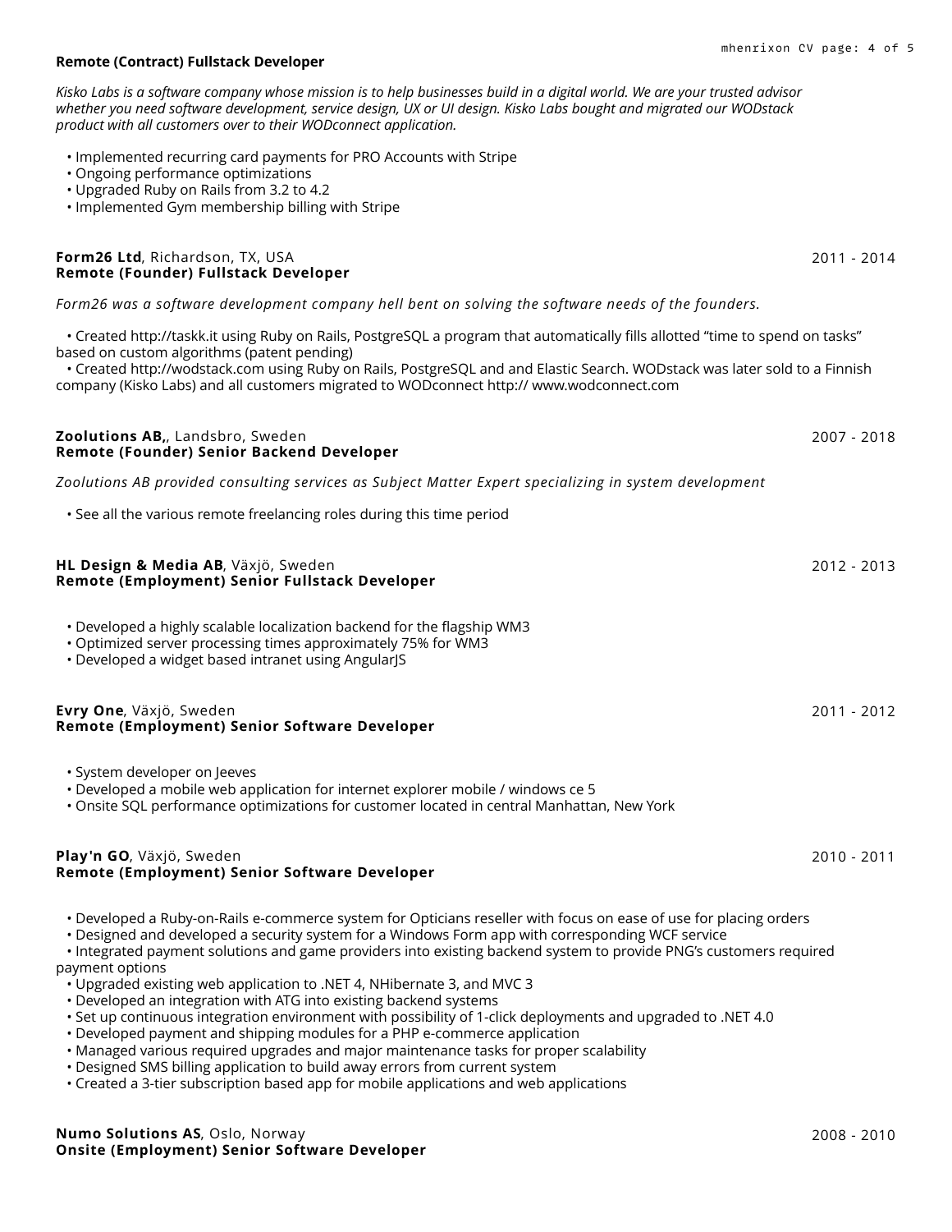**Remote (Contract) Fullstack Developer**

*Kisko Labs is a software company whose mission is to help businesses build in a digital world. We are your trusted advisor whether you need software development, service design, UX or UI design. Kisko Labs bought and migrated our WODstack product with all customers over to their WODconnect application.*

- Implemented recurring card payments for PRO Accounts with Stripe
- Ongoing performance optimizations
- Upgraded Ruby on Rails from 3.2 to 4.2
- Implemented Gym membership billing with Stripe

**Form26 Ltd**, Richardson, TX, USA — 2011 - 2014
**Remote (Founder) Fullstack Developer**

*Form26 was a software development company hell bent on solving the software needs of the founders.*

- Created http://taskk.it using Ruby on Rails, PostgreSQL a program that automatically fills allotted "time to spend on tasks" based on custom algorithms (patent pending)
- Created http://wodstack.com using Ruby on Rails, PostgreSQL and and Elastic Search. WODstack was later sold to a Finnish company (Kisko Labs) and all customers migrated to WODconnect http:// www.wodconnect.com

**Zoolutions AB,**, Landsbro, Sweden — 2007 - 2018
**Remote (Founder) Senior Backend Developer**

*Zoolutions AB provided consulting services as Subject Matter Expert specializing in system development*

- See all the various remote freelancing roles during this time period

**HL Design & Media AB**, Växjö, Sweden — 2012 - 2013
**Remote (Employment) Senior Fullstack Developer**

- Developed a highly scalable localization backend for the flagship WM3
- Optimized server processing times approximately 75% for WM3
- Developed a widget based intranet using AngularJS

**Evry One**, Växjö, Sweden — 2011 - 2012
**Remote (Employment) Senior Software Developer**

- System developer on Jeeves
- Developed a mobile web application for internet explorer mobile / windows ce 5
- Onsite SQL performance optimizations for customer located in central Manhattan, New York

**Play'n GO**, Växjö, Sweden — 2010 - 2011
**Remote (Employment) Senior Software Developer**

- Developed a Ruby-on-Rails e-commerce system for Opticians reseller with focus on ease of use for placing orders
- Designed and developed a security system for a Windows Form app with corresponding WCF service
- Integrated payment solutions and game providers into existing backend system to provide PNG's customers required payment options
- Upgraded existing web application to .NET 4, NHibernate 3, and MVC 3
- Developed an integration with ATG into existing backend systems
- Set up continuous integration environment with possibility of 1-click deployments and upgraded to .NET 4.0
- Developed payment and shipping modules for a PHP e-commerce application
- Managed various required upgrades and major maintenance tasks for proper scalability
- Designed SMS billing application to build away errors from current system
- Created a 3-tier subscription based app for mobile applications and web applications

**Numo Solutions AS**, Oslo, Norway — 2008 - 2010
**Onsite (Employment) Senior Software Developer**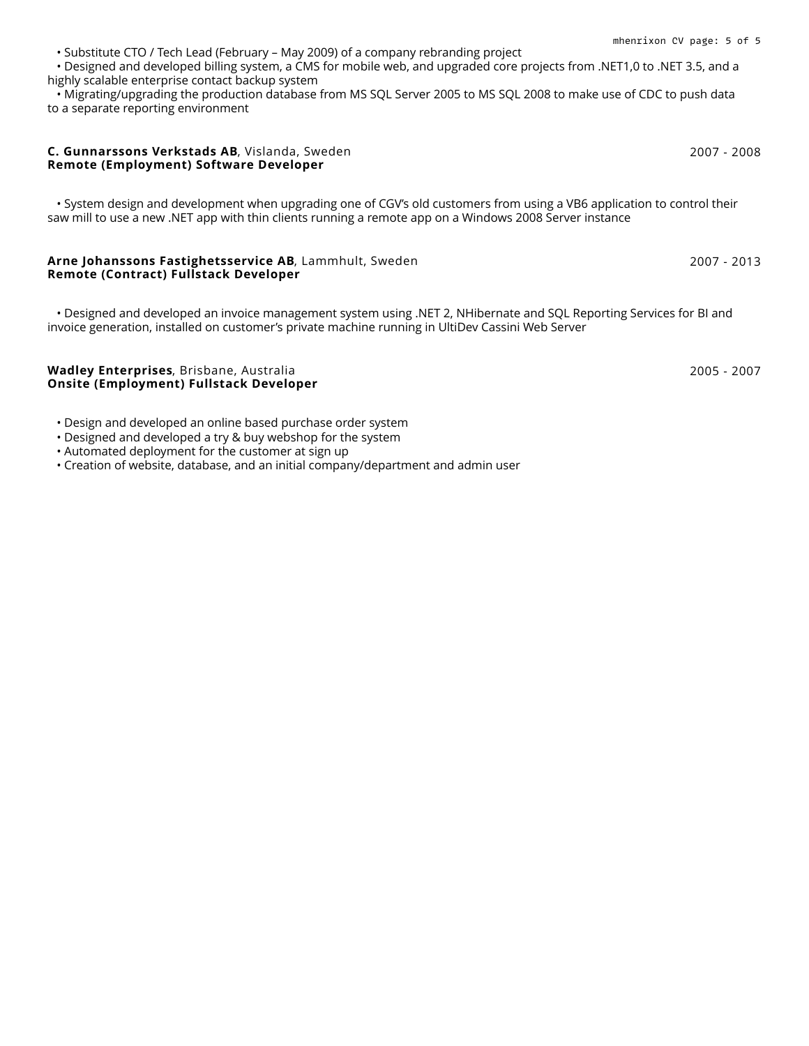- Substitute CTO / Tech Lead (February – May 2009) of a company rebranding project
- Designed and developed billing system, a CMS for mobile web, and upgraded core projects from .NET1,0 to .NET 3.5, and a highly scalable enterprise contact backup system
- Migrating/upgrading the production database from MS SQL Server 2005 to MS SQL 2008 to make use of CDC to push data to a separate reporting environment

**C. Gunnarssons Verkstads AB**, Vislanda, Sweden — 2007 - 2008
**Remote (Employment) Software Developer**

- System design and development when upgrading one of CGV's old customers from using a VB6 application to control their saw mill to use a new .NET app with thin clients running a remote app on a Windows 2008 Server instance

**Arne Johanssons Fastighetsservice AB**, Lammhult, Sweden — 2007 - 2013
**Remote (Contract) Fullstack Developer**

- Designed and developed an invoice management system using .NET 2, NHibernate and SQL Reporting Services for BI and invoice generation, installed on customer's private machine running in UltiDev Cassini Web Server

**Wadley Enterprises**, Brisbane, Australia — 2005 - 2007
**Onsite (Employment) Fullstack Developer**

- Design and developed an online based purchase order system
- Designed and developed a try & buy webshop for the system
- Automated deployment for the customer at sign up
- Creation of website, database, and an initial company/department and admin user